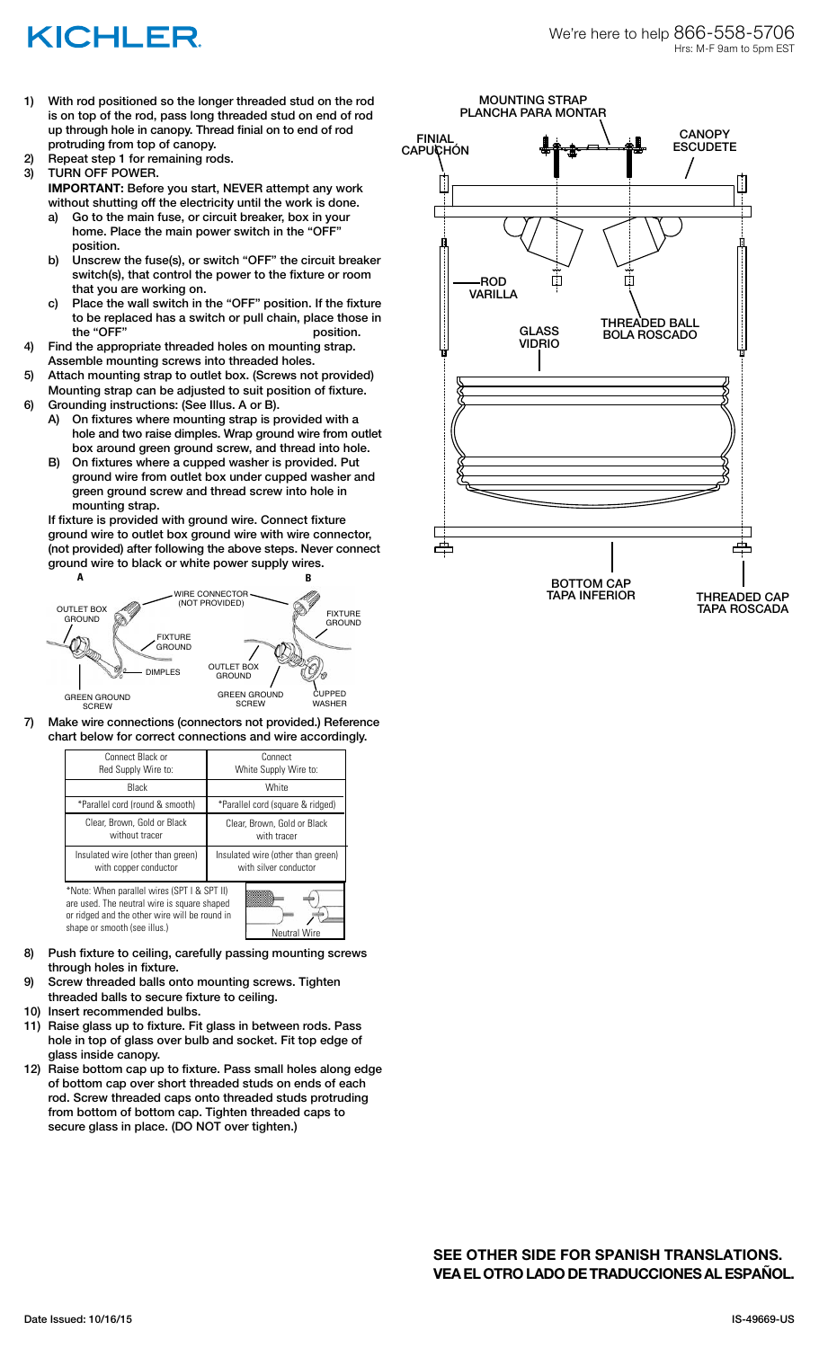# KICHLER

We're here to help 866-558-5706
Hrs: M-F 9am to 5pm EST

1) With rod positioned so the longer threaded stud on the rod is on top of the rod, pass long threaded stud on end of rod up through hole in canopy. Thread finial on to end of rod protruding from top of canopy.
2) Repeat step 1 for remaining rods.
3) TURN OFF POWER.
   **IMPORTANT:** Before you start, NEVER attempt any work without shutting off the electricity until the work is done.
   a) Go to the main fuse, or circuit breaker, box in your home. Place the main power switch in the "OFF" position.
   b) Unscrew the fuse(s), or switch "OFF" the circuit breaker switch(s), that control the power to the fixture or room that you are working on.
   c) Place the wall switch in the "OFF" position. If the fixture to be replaced has a switch or pull chain, place those in the "OFF" position.
4) Find the appropriate threaded holes on mounting strap. Assemble mounting screws into threaded holes.
5) Attach mounting strap to outlet box. (Screws not provided) Mounting strap can be adjusted to suit position of fixture.
6) Grounding instructions: (See Illus. A or B).
   A) On fixtures where mounting strap is provided with a hole and two raise dimples. Wrap ground wire from outlet box around green ground screw, and thread into hole.
   B) On fixtures where a cupped washer is provided. Put ground wire from outlet box under cupped washer and green ground screw and thread screw into hole in mounting strap.

   If fixture is provided with ground wire. Connect fixture ground wire to outlet box ground wire with wire connector, (not provided) after following the above steps. Never connect ground wire to black or white power supply wires.

   A: OUTLET BOX GROUND, FIXTURE GROUND, DIMPLES, GREEN GROUND SCREW, WIRE CONNECTOR (NOT PROVIDED)
   B: FIXTURE GROUND, OUTLET BOX GROUND, GREEN GROUND SCREW, CUPPED WASHER

7) Make wire connections (connectors not provided.) Reference chart below for correct connections and wire accordingly.

| Connect Black or Red Supply Wire to: | Connect White Supply Wire to: |
|---|---|
| Black | White |
| *Parallel cord (round & smooth) | *Parallel cord (square & ridged) |
| Clear, Brown, Gold or Black without tracer | Clear, Brown, Gold or Black with tracer |
| Insulated wire (other than green) with copper conductor | Insulated wire (other than green) with silver conductor |

*Note: When parallel wires (SPT I & SPT II) are used. The neutral wire is square shaped or ridged and the other wire will be round in shape or smooth (see illus.)

Neutral Wire

8) Push fixture to ceiling, carefully passing mounting screws through holes in fixture.
9) Screw threaded balls onto mounting screws. Tighten threaded balls to secure fixture to ceiling.
10) Insert recommended bulbs.
11) Raise glass up to fixture. Fit glass in between rods. Pass hole in top of glass over bulb and socket. Fit top edge of glass inside canopy.
12) Raise bottom cap up to fixture. Pass small holes along edge of bottom cap over short threaded studs on ends of each rod. Screw threaded caps onto threaded studs protruding from bottom of bottom cap. Tighten threaded caps to secure glass in place. (DO NOT over tighten.)

MOUNTING STRAP / PLANCHA PARA MONTAR
FINIAL / CAPUCHÓN
CANOPY / ESCUDETE
ROD / VARILLA
GLASS / VIDRIO
THREADED BALL / BOLA ROSCADO
BOTTOM CAP / TAPA INFERIOR
THREADED CAP / TAPA ROSCADA

**SEE OTHER SIDE FOR SPANISH TRANSLATIONS.**
**VEA EL OTRO LADO DE TRADUCCIONES AL ESPAÑOL.**

Date Issued: 10/16/15

IS-49669-US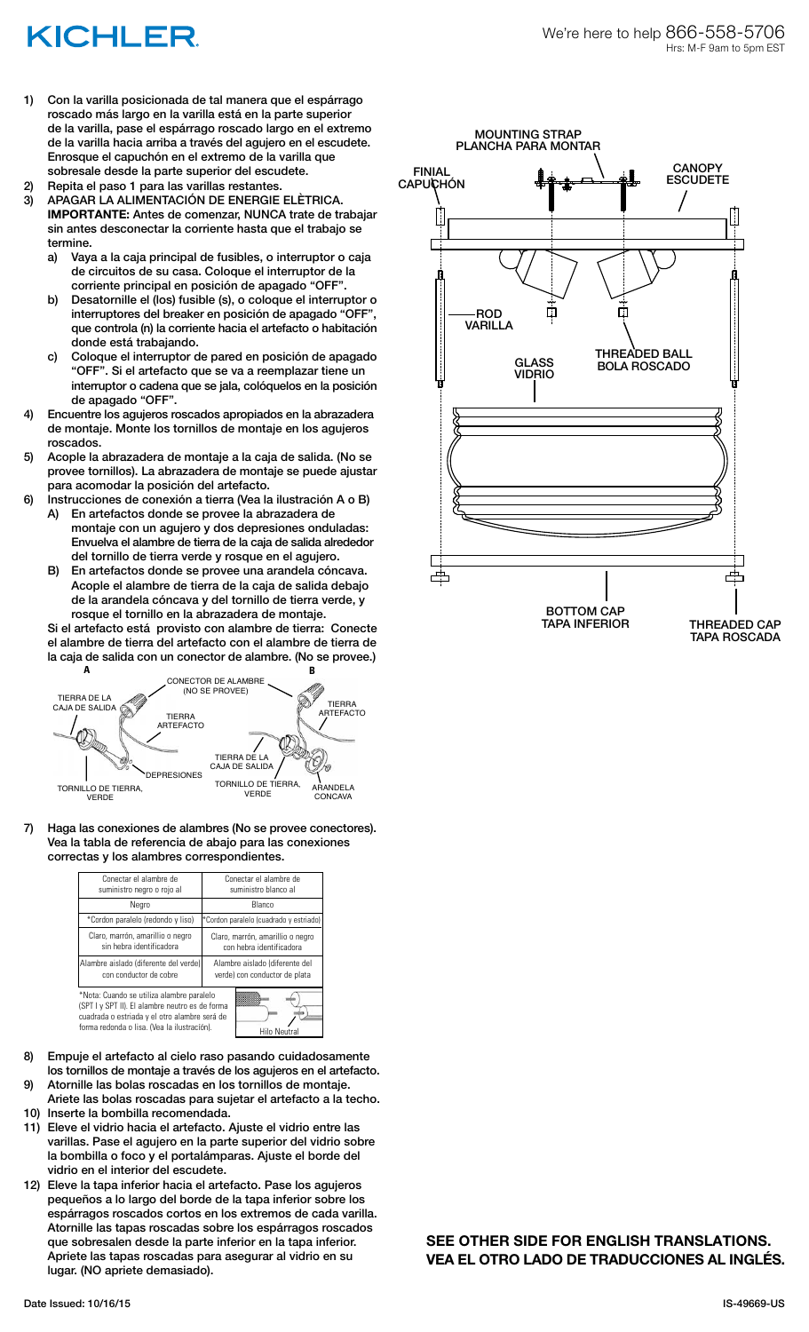1) Con la varilla posicionada de tal manera que el espárrago roscado más largo en la varilla está en la parte superior de la varilla, pase el espárrago roscado largo en el extremo de la varilla hacia arriba a través del agujero en el escudete. Enrosque el capuchón en el extremo de la varilla que sobresale desde la parte superior del escudete.
2) Repita el paso 1 para las varillas restantes.
3) APAGAR LA ALIMENTACIÓN DE ENERGIE ELÈCTRICA. **IMPORTANTE:** Antes de comenzar, NUNCA trate de trabajar sin antes desconectar la corriente hasta que el trabajo se termine.
   a) Vaya a la caja principal de fusibles, o interruptor o caja de circuitos de su casa. Coloque el interruptor de la corriente principal en posición de apagado "OFF".
   b) Desatornille el (los) fusible (s), o coloque el interruptor o interruptores del breaker en posición de apagado "OFF", que controla (n) la corriente hacia el artefacto o habitación donde está trabajando.
   c) Coloque el interruptor de pared en posición de apagado "OFF". Si el artefacto que se va a reemplazar tiene un interruptor o cadena que se jala, colóquelos en la posición de apagado "OFF".
4) Encuentre los agujeros roscados apropiados en la abrazadera de montaje. Monte los tornillos de montaje en los agujeros roscados.
5) Acople la abrazadera de montaje a la caja de salida. (No se provee tornillos). La abrazadera de montaje se puede ajustar para acomodar la posición del artefacto.
6) Instrucciones de conexión a tierra (Vea la ilustración A o B)
   A) En artefactos donde se provee la abrazadera de montaje con un agujero y dos depresiones onduladas: Envuelva el alambre de tierra de la caja de salida alrededor del tornillo de tierra verde y rosque en el agujero.
   B) En artefactos donde se provee una arandela cóncava. Acople el alambre de tierra de la caja de salida debajo de la arandela cóncava y del tornillo de tierra verde, y rosque el tornillo en la abrazadera de montaje.

   Si el artefacto está provisto con alambre de tierra: Conecte el alambre de tierra del artefacto con el alambre de tierra de la caja de salida con un conector de alambre. (No se provee.)

A: TIERRA DE LA CAJA DE SALIDA, TIERRA ARTEFACTO, DEPRESIONES, TORNILLO DE TIERRA, VERDE
B: CONECTOR DE ALAMBRE (NO SE PROVEE), TIERRA ARTEFACTO, TIERRA DE LA CAJA DE SALIDA, TORNILLO DE TIERRA, VERDE, ARANDELA CONCAVA

7) Haga las conexiones de alambres (No se provee conectores). Vea la tabla de referencia de abajo para las conexiones correctas y los alambres correspondientes.

| Conectar el alambre de suministro negro o rojo al | Conectar el alambre de suministro blanco al |
|---|---|
| Negro | Blanco |
| *Cordon paralelo (redondo y liso) | *Cordon paralelo (cuadrado y estriado) |
| Claro, marrón, amarillo o negro sin hebra identificadora | Claro, marrón, amarillo o negro con hebra identificadora |
| Alambre aislado (diferente del verde) con conductor de cobre | Alambre aislado (diferente del verde) con conductor de plata |

*Nota: Cuando se utiliza alambre paralelo (SPT I y SPT II). El alambre neutro es de forma cuadrada o estriada y el otro alambre será de forma redonda o lisa. (Vea la ilustración).

Hilo Neutral

8) Empuje el artefacto al cielo raso pasando cuidadosamente los tornillos de montaje a través de los agujeros en el artefacto.
9) Atornille las bolas roscadas en los tornillos de montaje. Ariete las bolas roscadas para sujetar el artefacto a la techo.
10) Inserte la bombilla recomendada.
11) Eleve el vidrio hacia el artefacto. Ajuste el vidrio entre las varillas. Pase el agujero en la parte superior del vidrio sobre la bombilla o foco y el portalámparas. Ajuste el borde del vidrio en el interior del escudete.
12) Eleve la tapa inferior hacia el artefacto. Pase los agujeros pequeños a lo largo del borde de la tapa inferior sobre los espárragos roscados cortos en los extremos de cada varilla. Atornille las tapas roscadas sobre los espárragos roscados que sobresalen desde la parte inferior en la tapa inferior. Apriete las tapas roscadas para asegurar al vidrio en su lugar. (NO apriete demasiado).

MOUNTING STRAP / PLANCHA PARA MONTAR
FINIAL / CAPUCHÓN
CANOPY / ESCUDETE
ROD / VARILLA
GLASS / VIDRIO
THREADED BALL / BOLA ROSCADO
BOTTOM CAP / TAPA INFERIOR
THREADED CAP / TAPA ROSCADA

**SEE OTHER SIDE FOR ENGLISH TRANSLATIONS.**
**VEA EL OTRO LADO DE TRADUCCIONES AL INGLÉS.**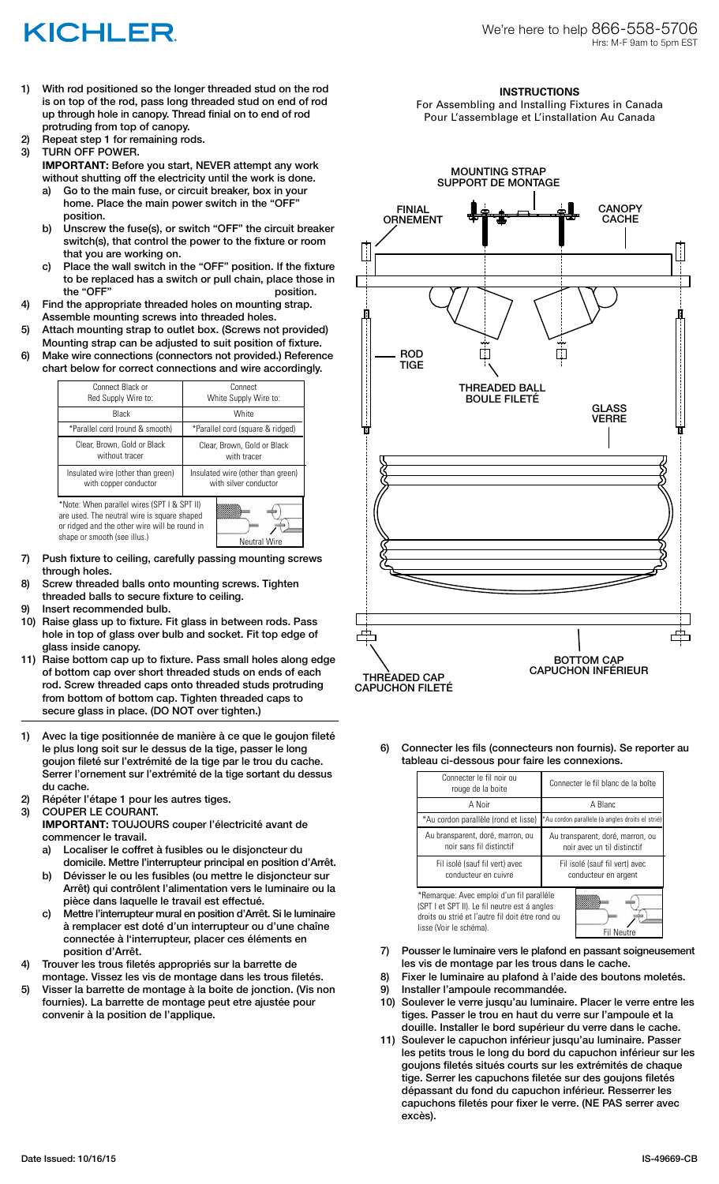# KICHLER

We're here to help 866-558-5706
Hrs: M-F 9am to 5pm EST

1) With rod positioned so the longer threaded stud on the rod is on top of the rod, pass long threaded stud on end of rod up through hole in canopy. Thread finial on to end of rod protruding from top of canopy.
2) Repeat step 1 for remaining rods.
3) TURN OFF POWER.
   **IMPORTANT:** Before you start, NEVER attempt any work without shutting off the electricity until the work is done.
   a) Go to the main fuse, or circuit breaker, box in your home. Place the main power switch in the "OFF" position.
   b) Unscrew the fuse(s), or switch "OFF" the circuit breaker switch(s), that control the power to the fixture or room that you are working on.
   c) Place the wall switch in the "OFF" position. If the fixture to be replaced has a switch or pull chain, place those in the "OFF" position.
4) Find the appropriate threaded holes on mounting strap. Assemble mounting screws into threaded holes.
5) Attach mounting strap to outlet box. (Screws not provided) Mounting strap can be adjusted to suit position of fixture.
6) Make wire connections (connectors not provided.) Reference chart below for correct connections and wire accordingly.

| Connect Black or Red Supply Wire to: | Connect White Supply Wire to: |
|---|---|
| Black | White |
| *Parallel cord (round & smooth) | *Parallel cord (square & ridged) |
| Clear, Brown, Gold or Black without tracer | Clear, Brown, Gold or Black with tracer |
| Insulated wire (other than green) with copper conductor | Insulated wire (other than green) with silver conductor |

*Note: When parallel wires (SPT I & SPT II) are used. The neutral wire is square shaped or ridged and the other wire will be round in shape or smooth (see illus.)

Neutral Wire

7) Push fixture to ceiling, carefully passing mounting screws through holes.
8) Screw threaded balls onto mounting screws. Tighten threaded balls to secure fixture to ceiling.
9) Insert recommended bulb.
10) Raise glass up to fixture. Fit glass in between rods. Pass hole in top of glass over bulb and socket. Fit top edge of glass inside canopy.
11) Raise bottom cap up to fixture. Pass small holes along edge of bottom cap over short threaded studs on ends of each rod. Screw threaded caps onto threaded studs protruding from bottom of bottom cap. Tighten threaded caps to secure glass in place. (DO NOT over tighten.)

**INSTRUCTIONS**
For Assembling and Installing Fixtures in Canada
Pour L'assemblage et L'installation Au Canada

MOUNTING STRAP / SUPPORT DE MONTAGE
FINIAL / ORNEMENT
CANOPY / CACHE
ROD / TIGE
THREADED BALL / BOULE FILETÉ
GLASS / VERRE
BOTTOM CAP / CAPUCHON INFÉRIEUR
THREADED CAP / CAPUCHON FILETÉ

1) Avec la tige positionnée de manière à ce que le goujon fileté le plus long soit sur le dessus de la tige, passer le long goujon fileté sur l'extrémité de la tige par le trou du cache. Serrer l'ornement sur l'extrémité de la tige sortant du dessus du cache.
2) Répéter l'étape 1 pour les autres tiges.
3) COUPER LE COURANT.
   **IMPORTANT:** TOUJOURS couper l'électricité avant de commencer le travail.
   a) Localiser le coffret à fusibles ou le disjoncteur du domicile. Mettre l'interrupteur principal en position d'Arrêt.
   b) Dévisser le ou les fusibles (ou mettre le disjoncteur sur Arrêt) qui contrôlent l'alimentation vers le luminaire ou la pièce dans laquelle le travail est effectué.
   c) Mettre l'interrupteur mural en position d'Arrêt. Si le luminaire à remplacer est doté d'un interrupteur ou d'une chaîne connectée à l'interrupteur, placer ces éléments en position d'Arrêt.
4) Trouver les trous filetés appropriés sur la barrette de montage. Vissez les vis de montage dans les trous filetés.
5) Visser la barrette de montage à la boite de jonction. (Vis non fournies). La barrette de montage peut etre ajustée pour convenir à la position de l'applique.
6) Connecter les fils (connecteurs non fournis). Se reporter au tableau ci-dessous pour faire les connexions.

| Connecter le fil noir ou rouge de la boite | Connecter le fil blanc de la boîte |
|---|---|
| A Noir | A Blanc |
| *Au cordon parallèle (rond et lisse) | *Au cordon parallele (à angles droits et strié) |
| Au bransparent, doré, marron, ou noir sans fil distinctif | Au transparent, doré, marron, ou noir avec un fil distinctif |
| Fil isolé (sauf fil vert) avec conducteur en cuivre | Fil isolé (sauf fil vert) avec conducteur en argent |

*Remarque: Avec emploi d'un fil parallèle (SPT I et SPT II). Le fil neutre est á angles droits ou strié et l'autre fil doit être rond ou lisse (Voir le schéma).

Fil Neutre

7) Pousser le luminaire vers le plafond en passant soigneusement les vis de montage par les trous dans le cache.
8) Fixer le luminaire au plafond à l'aide des boutons moletés.
9) Installer l'ampoule recommandée.
10) Soulever le verre jusqu'au luminaire. Placer le verre entre les tiges. Passer le trou en haut du verre sur l'ampoule et la douille. Installer le bord supérieur du verre dans le cache.
11) Soulever le capuchon inférieur jusqu'au luminaire. Passer les petits trous le long du bord du capuchon inférieur sur les goujons filetés situés courts sur les extrémités de chaque tige. Serrer les capuchons filetée sur des goujons filetés dépassant du fond du capuchon inférieur. Resserrer les capuchons filetés pour fixer le verre. (NE PAS serrer avec excès).

Date Issued: 10/16/15

IS-49669-CB